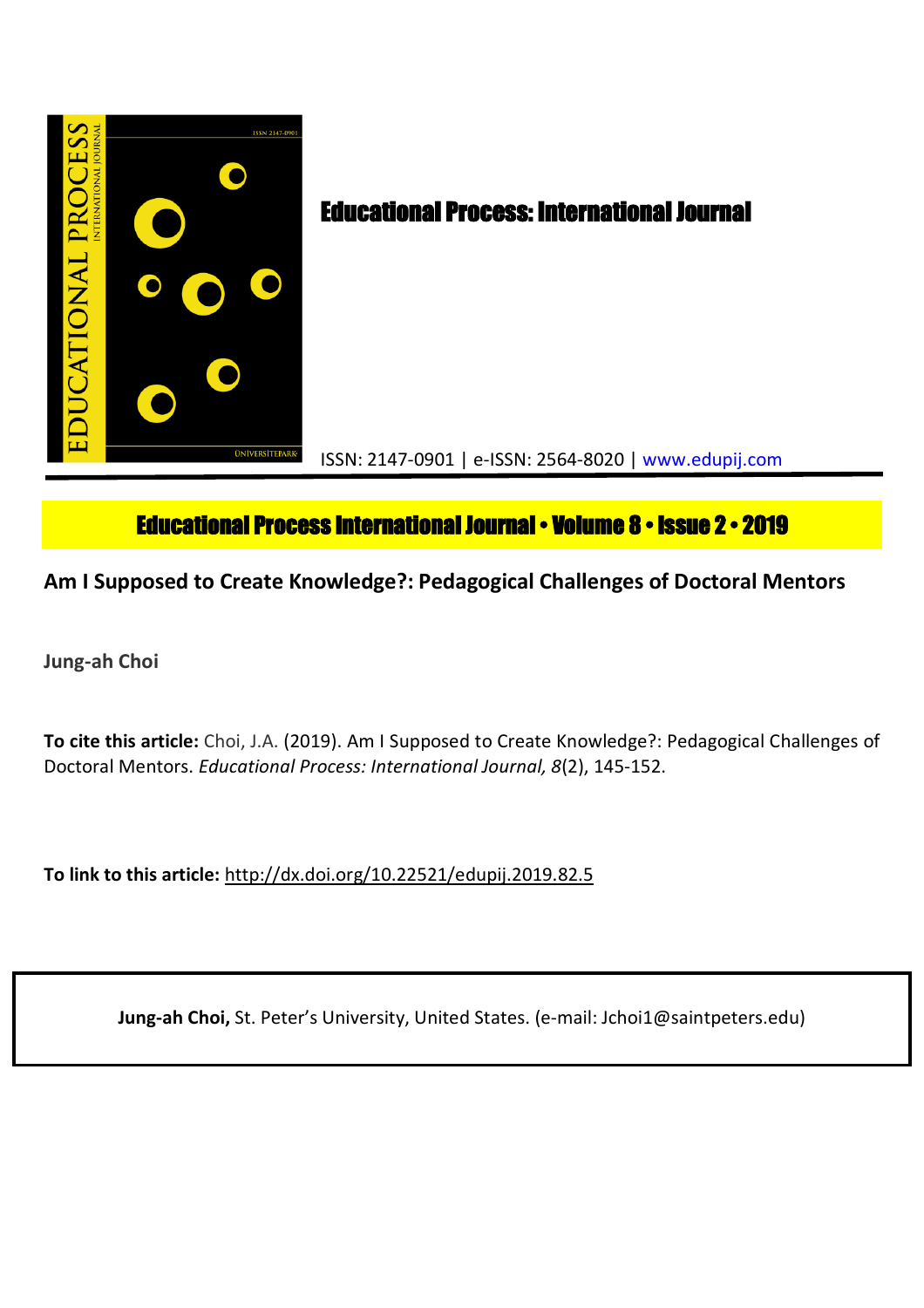# Educational Process: International Journal

ISSN: 2147-0901 | e-ISSN: 2564-8020 | www.edupij.com

**Educational Process International Journal • Volume 8 • Issue 2 • 2019**

## Am I Supposed to Create Knowledge?: Pedagogical Challenges of Doctoral Mentors

**Jung-ah Choi**

**To cite this article:** Choi, J.A. (2019). Am I Supposed to Create Knowledge?: Pedagogical Challenges of Doctoral Mentors. *Educational Process: International Journal, 8*(2), 145-152.

**To link to this article:** http://dx.doi.org/10.22521/edupij.2019.82.5

**Jung-ah Choi,** St. Peter's University, United States. (e-mail: Jchoi1@saintpeters.edu)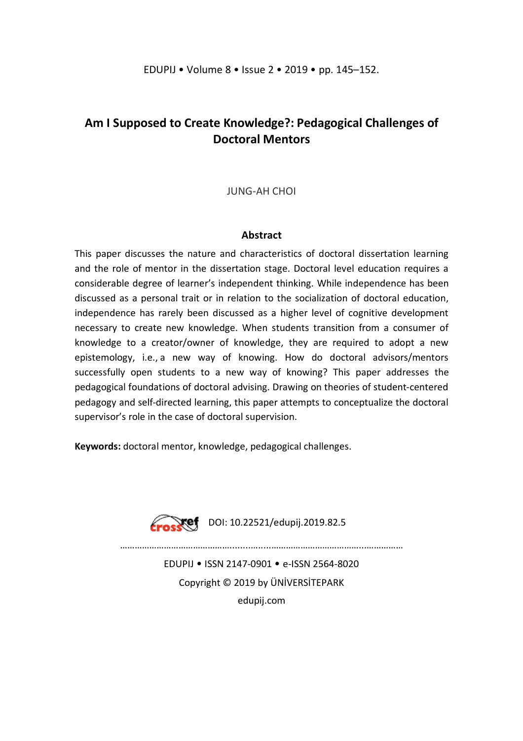# Am I Supposed to Create Knowledge?: Pedagogical Challenges of Doctoral Mentors

JUNG-AH CHOI

### Abstract

This paper discusses the nature and characteristics of doctoral dissertation learning and the role of mentor in the dissertation stage. Doctoral level education requires a considerable degree of learner's independent thinking. While independence has been discussed as a personal trait or in relation to the socialization of doctoral education, independence has rarely been discussed as a higher level of cognitive development necessary to create new knowledge. When students transition from a consumer of knowledge to a creator/owner of knowledge, they are required to adopt a new epistemology, i.e., a new way of knowing. How do doctoral advisors/mentors successfully open students to a new way of knowing? This paper addresses the pedagogical foundations of doctoral advising. Drawing on theories of student-centered pedagogy and self-directed learning, this paper attempts to conceptualize the doctoral supervisor's role in the case of doctoral supervision.

**Keywords:** doctoral mentor, knowledge, pedagogical challenges.

DOI: 10.22521/edupij.2019.82.5

EDUPIJ • ISSN 2147-0901 • e-ISSN 2564-8020

Copyright © 2019 by ÜNİVERSİTEPARK

edupij.com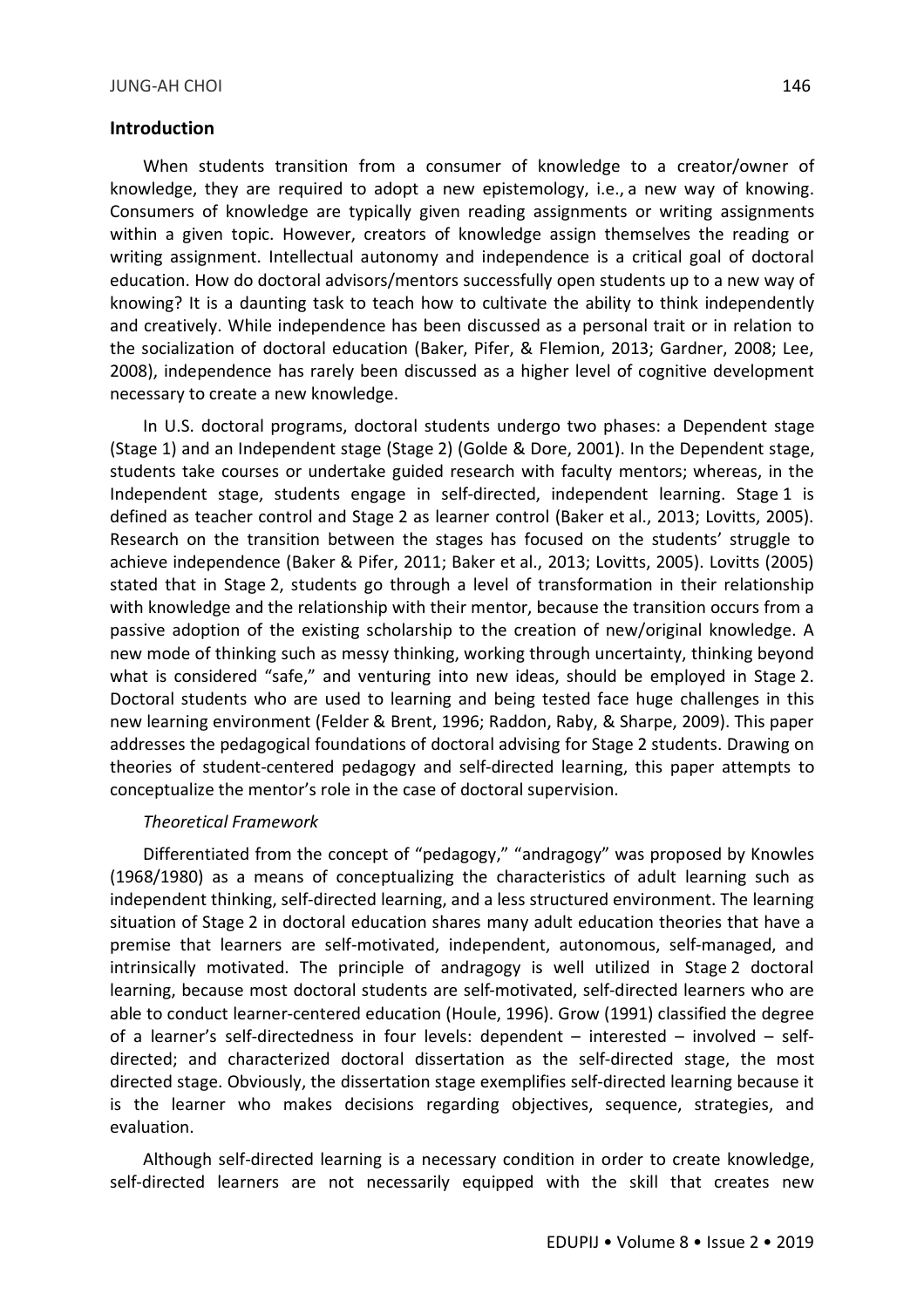## Introduction

When students transition from a consumer of knowledge to a creator/owner of knowledge, they are required to adopt a new epistemology, i.e., a new way of knowing. Consumers of knowledge are typically given reading assignments or writing assignments within a given topic. However, creators of knowledge assign themselves the reading or writing assignment. Intellectual autonomy and independence is a critical goal of doctoral education. How do doctoral advisors/mentors successfully open students up to a new way of knowing? It is a daunting task to teach how to cultivate the ability to think independently and creatively. While independence has been discussed as a personal trait or in relation to the socialization of doctoral education (Baker, Pifer, & Flemion, 2013; Gardner, 2008; Lee, 2008), independence has rarely been discussed as a higher level of cognitive development necessary to create a new knowledge.

In U.S. doctoral programs, doctoral students undergo two phases: a Dependent stage (Stage 1) and an Independent stage (Stage 2) (Golde & Dore, 2001). In the Dependent stage, students take courses or undertake guided research with faculty mentors; whereas, in the Independent stage, students engage in self-directed, independent learning. Stage 1 is defined as teacher control and Stage 2 as learner control (Baker et al., 2013; Lovitts, 2005). Research on the transition between the stages has focused on the students' struggle to achieve independence (Baker & Pifer, 2011; Baker et al., 2013; Lovitts, 2005). Lovitts (2005) stated that in Stage 2, students go through a level of transformation in their relationship with knowledge and the relationship with their mentor, because the transition occurs from a passive adoption of the existing scholarship to the creation of new/original knowledge. A new mode of thinking such as messy thinking, working through uncertainty, thinking beyond what is considered "safe," and venturing into new ideas, should be employed in Stage 2. Doctoral students who are used to learning and being tested face huge challenges in this new learning environment (Felder & Brent, 1996; Raddon, Raby, & Sharpe, 2009). This paper addresses the pedagogical foundations of doctoral advising for Stage 2 students. Drawing on theories of student-centered pedagogy and self-directed learning, this paper attempts to conceptualize the mentor's role in the case of doctoral supervision.

### *Theoretical Framework*

Differentiated from the concept of "pedagogy," "andragogy" was proposed by Knowles (1968/1980) as a means of conceptualizing the characteristics of adult learning such as independent thinking, self-directed learning, and a less structured environment. The learning situation of Stage 2 in doctoral education shares many adult education theories that have a premise that learners are self-motivated, independent, autonomous, self-managed, and intrinsically motivated. The principle of andragogy is well utilized in Stage 2 doctoral learning, because most doctoral students are self-motivated, self-directed learners who are able to conduct learner-centered education (Houle, 1996). Grow (1991) classified the degree of a learner's self-directedness in four levels: dependent – interested – involved – self-directed; and characterized doctoral dissertation as the self-directed stage, the most directed stage. Obviously, the dissertation stage exemplifies self-directed learning because it is the learner who makes decisions regarding objectives, sequence, strategies, and evaluation.

Although self-directed learning is a necessary condition in order to create knowledge, self-directed learners are not necessarily equipped with the skill that creates new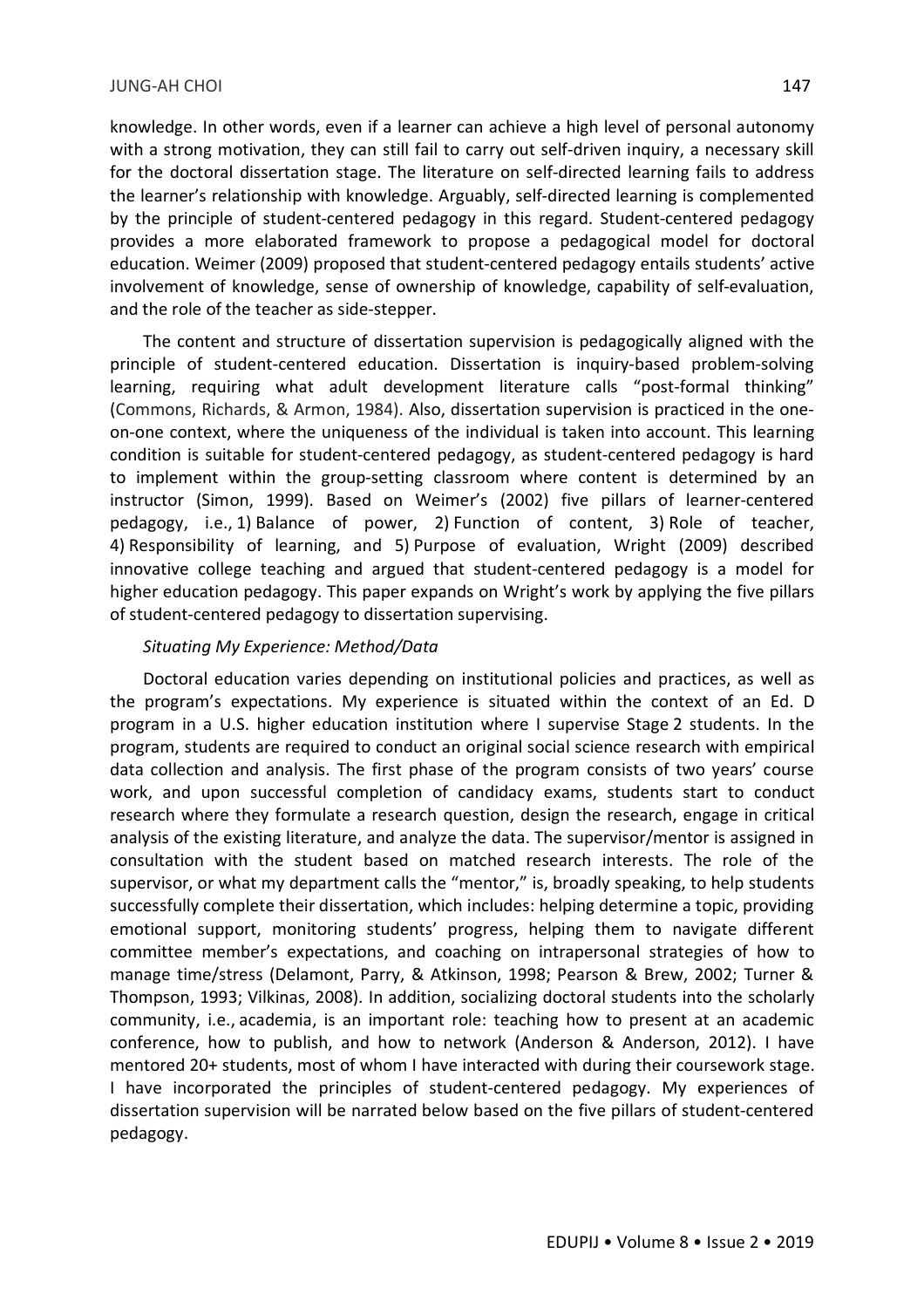knowledge. In other words, even if a learner can achieve a high level of personal autonomy with a strong motivation, they can still fail to carry out self-driven inquiry, a necessary skill for the doctoral dissertation stage. The literature on self-directed learning fails to address the learner's relationship with knowledge. Arguably, self-directed learning is complemented by the principle of student-centered pedagogy in this regard. Student-centered pedagogy provides a more elaborated framework to propose a pedagogical model for doctoral education. Weimer (2009) proposed that student-centered pedagogy entails students' active involvement of knowledge, sense of ownership of knowledge, capability of self-evaluation, and the role of the teacher as side-stepper.

The content and structure of dissertation supervision is pedagogically aligned with the principle of student-centered education. Dissertation is inquiry-based problem-solving learning, requiring what adult development literature calls "post-formal thinking" (Commons, Richards, & Armon, 1984). Also, dissertation supervision is practiced in the one-on-one context, where the uniqueness of the individual is taken into account. This learning condition is suitable for student-centered pedagogy, as student-centered pedagogy is hard to implement within the group-setting classroom where content is determined by an instructor (Simon, 1999). Based on Weimer's (2002) five pillars of learner-centered pedagogy, i.e., 1) Balance of power, 2) Function of content, 3) Role of teacher, 4) Responsibility of learning, and 5) Purpose of evaluation, Wright (2009) described innovative college teaching and argued that student-centered pedagogy is a model for higher education pedagogy. This paper expands on Wright's work by applying the five pillars of student-centered pedagogy to dissertation supervising.

*Situating My Experience: Method/Data*

Doctoral education varies depending on institutional policies and practices, as well as the program's expectations. My experience is situated within the context of an Ed. D program in a U.S. higher education institution where I supervise Stage 2 students. In the program, students are required to conduct an original social science research with empirical data collection and analysis. The first phase of the program consists of two years' course work, and upon successful completion of candidacy exams, students start to conduct research where they formulate a research question, design the research, engage in critical analysis of the existing literature, and analyze the data. The supervisor/mentor is assigned in consultation with the student based on matched research interests. The role of the supervisor, or what my department calls the "mentor," is, broadly speaking, to help students successfully complete their dissertation, which includes: helping determine a topic, providing emotional support, monitoring students' progress, helping them to navigate different committee member's expectations, and coaching on intrapersonal strategies of how to manage time/stress (Delamont, Parry, & Atkinson, 1998; Pearson & Brew, 2002; Turner & Thompson, 1993; Vilkinas, 2008). In addition, socializing doctoral students into the scholarly community, i.e., academia, is an important role: teaching how to present at an academic conference, how to publish, and how to network (Anderson & Anderson, 2012). I have mentored 20+ students, most of whom I have interacted with during their coursework stage. I have incorporated the principles of student-centered pedagogy. My experiences of dissertation supervision will be narrated below based on the five pillars of student-centered pedagogy.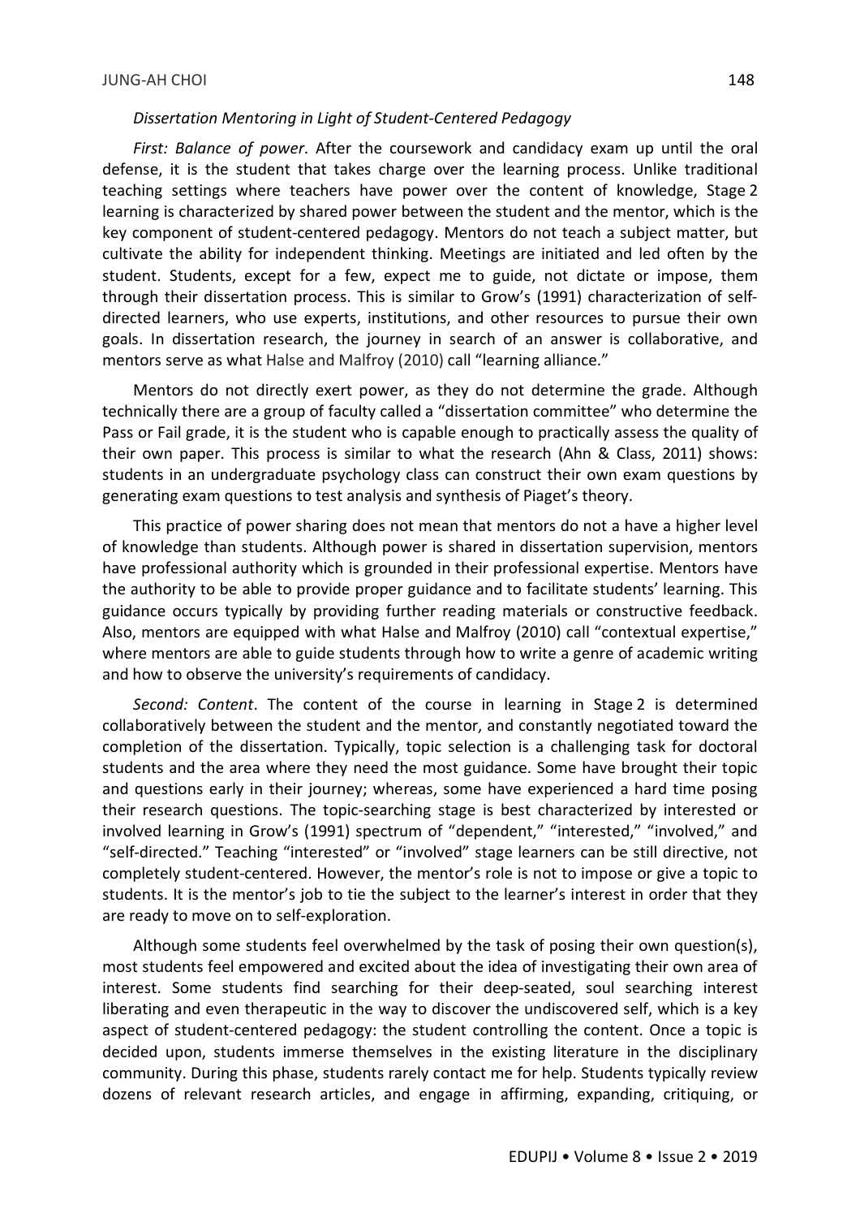*Dissertation Mentoring in Light of Student-Centered Pedagogy*

*First: Balance of power*. After the coursework and candidacy exam up until the oral defense, it is the student that takes charge over the learning process. Unlike traditional teaching settings where teachers have power over the content of knowledge, Stage 2 learning is characterized by shared power between the student and the mentor, which is the key component of student-centered pedagogy. Mentors do not teach a subject matter, but cultivate the ability for independent thinking. Meetings are initiated and led often by the student. Students, except for a few, expect me to guide, not dictate or impose, them through their dissertation process. This is similar to Grow's (1991) characterization of self-directed learners, who use experts, institutions, and other resources to pursue their own goals. In dissertation research, the journey in search of an answer is collaborative, and mentors serve as what Halse and Malfroy (2010) call "learning alliance."

Mentors do not directly exert power, as they do not determine the grade. Although technically there are a group of faculty called a "dissertation committee" who determine the Pass or Fail grade, it is the student who is capable enough to practically assess the quality of their own paper. This process is similar to what the research (Ahn & Class, 2011) shows: students in an undergraduate psychology class can construct their own exam questions by generating exam questions to test analysis and synthesis of Piaget's theory.

This practice of power sharing does not mean that mentors do not a have a higher level of knowledge than students. Although power is shared in dissertation supervision, mentors have professional authority which is grounded in their professional expertise. Mentors have the authority to be able to provide proper guidance and to facilitate students' learning. This guidance occurs typically by providing further reading materials or constructive feedback. Also, mentors are equipped with what Halse and Malfroy (2010) call "contextual expertise," where mentors are able to guide students through how to write a genre of academic writing and how to observe the university's requirements of candidacy.

*Second: Content*. The content of the course in learning in Stage 2 is determined collaboratively between the student and the mentor, and constantly negotiated toward the completion of the dissertation. Typically, topic selection is a challenging task for doctoral students and the area where they need the most guidance. Some have brought their topic and questions early in their journey; whereas, some have experienced a hard time posing their research questions. The topic-searching stage is best characterized by interested or involved learning in Grow's (1991) spectrum of "dependent," "interested," "involved," and "self-directed." Teaching "interested" or "involved" stage learners can be still directive, not completely student-centered. However, the mentor's role is not to impose or give a topic to students. It is the mentor's job to tie the subject to the learner's interest in order that they are ready to move on to self-exploration.

Although some students feel overwhelmed by the task of posing their own question(s), most students feel empowered and excited about the idea of investigating their own area of interest. Some students find searching for their deep-seated, soul searching interest liberating and even therapeutic in the way to discover the undiscovered self, which is a key aspect of student-centered pedagogy: the student controlling the content. Once a topic is decided upon, students immerse themselves in the existing literature in the disciplinary community. During this phase, students rarely contact me for help. Students typically review dozens of relevant research articles, and engage in affirming, expanding, critiquing, or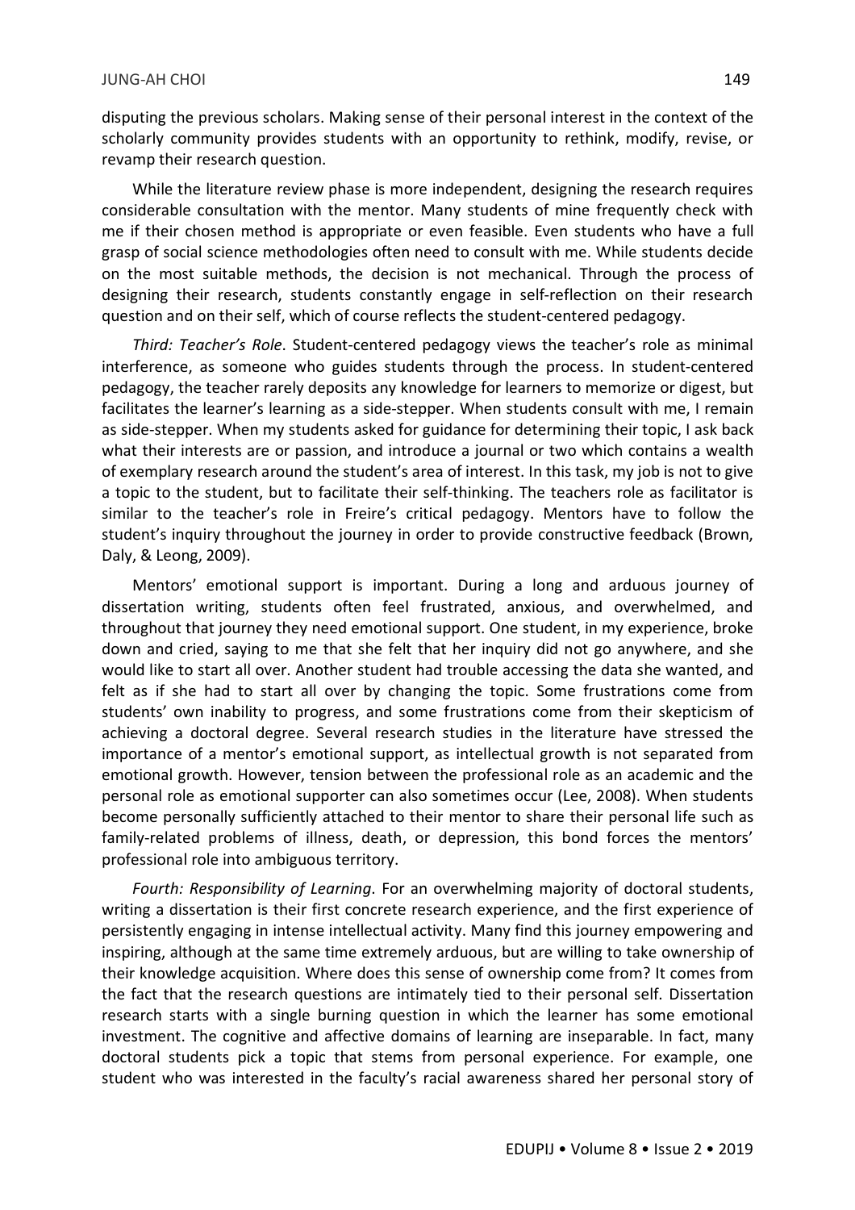disputing the previous scholars. Making sense of their personal interest in the context of the scholarly community provides students with an opportunity to rethink, modify, revise, or revamp their research question.

While the literature review phase is more independent, designing the research requires considerable consultation with the mentor. Many students of mine frequently check with me if their chosen method is appropriate or even feasible. Even students who have a full grasp of social science methodologies often need to consult with me. While students decide on the most suitable methods, the decision is not mechanical. Through the process of designing their research, students constantly engage in self-reflection on their research question and on their self, which of course reflects the student-centered pedagogy.

*Third: Teacher's Role*. Student-centered pedagogy views the teacher's role as minimal interference, as someone who guides students through the process. In student-centered pedagogy, the teacher rarely deposits any knowledge for learners to memorize or digest, but facilitates the learner's learning as a side-stepper. When students consult with me, I remain as side-stepper. When my students asked for guidance for determining their topic, I ask back what their interests are or passion, and introduce a journal or two which contains a wealth of exemplary research around the student's area of interest. In this task, my job is not to give a topic to the student, but to facilitate their self-thinking. The teachers role as facilitator is similar to the teacher's role in Freire's critical pedagogy. Mentors have to follow the student's inquiry throughout the journey in order to provide constructive feedback (Brown, Daly, & Leong, 2009).

Mentors' emotional support is important. During a long and arduous journey of dissertation writing, students often feel frustrated, anxious, and overwhelmed, and throughout that journey they need emotional support. One student, in my experience, broke down and cried, saying to me that she felt that her inquiry did not go anywhere, and she would like to start all over. Another student had trouble accessing the data she wanted, and felt as if she had to start all over by changing the topic. Some frustrations come from students' own inability to progress, and some frustrations come from their skepticism of achieving a doctoral degree. Several research studies in the literature have stressed the importance of a mentor's emotional support, as intellectual growth is not separated from emotional growth. However, tension between the professional role as an academic and the personal role as emotional supporter can also sometimes occur (Lee, 2008). When students become personally sufficiently attached to their mentor to share their personal life such as family-related problems of illness, death, or depression, this bond forces the mentors' professional role into ambiguous territory.

*Fourth: Responsibility of Learning*. For an overwhelming majority of doctoral students, writing a dissertation is their first concrete research experience, and the first experience of persistently engaging in intense intellectual activity. Many find this journey empowering and inspiring, although at the same time extremely arduous, but are willing to take ownership of their knowledge acquisition. Where does this sense of ownership come from? It comes from the fact that the research questions are intimately tied to their personal self. Dissertation research starts with a single burning question in which the learner has some emotional investment. The cognitive and affective domains of learning are inseparable. In fact, many doctoral students pick a topic that stems from personal experience. For example, one student who was interested in the faculty's racial awareness shared her personal story of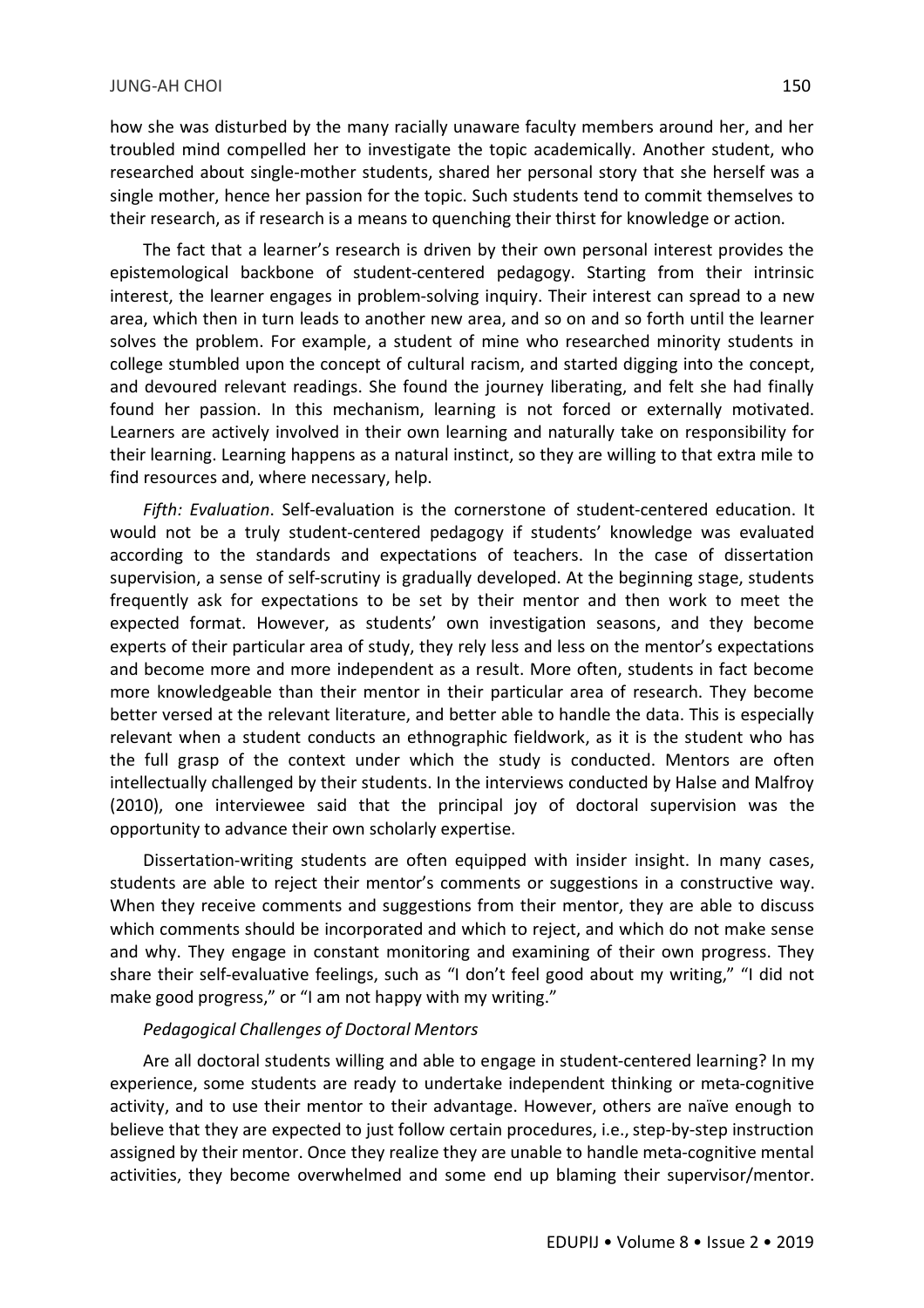how she was disturbed by the many racially unaware faculty members around her, and her troubled mind compelled her to investigate the topic academically. Another student, who researched about single-mother students, shared her personal story that she herself was a single mother, hence her passion for the topic. Such students tend to commit themselves to their research, as if research is a means to quenching their thirst for knowledge or action.

The fact that a learner's research is driven by their own personal interest provides the epistemological backbone of student-centered pedagogy. Starting from their intrinsic interest, the learner engages in problem-solving inquiry. Their interest can spread to a new area, which then in turn leads to another new area, and so on and so forth until the learner solves the problem. For example, a student of mine who researched minority students in college stumbled upon the concept of cultural racism, and started digging into the concept, and devoured relevant readings. She found the journey liberating, and felt she had finally found her passion. In this mechanism, learning is not forced or externally motivated. Learners are actively involved in their own learning and naturally take on responsibility for their learning. Learning happens as a natural instinct, so they are willing to that extra mile to find resources and, where necessary, help.

*Fifth: Evaluation*. Self-evaluation is the cornerstone of student-centered education. It would not be a truly student-centered pedagogy if students' knowledge was evaluated according to the standards and expectations of teachers. In the case of dissertation supervision, a sense of self-scrutiny is gradually developed. At the beginning stage, students frequently ask for expectations to be set by their mentor and then work to meet the expected format. However, as students' own investigation seasons, and they become experts of their particular area of study, they rely less and less on the mentor's expectations and become more and more independent as a result. More often, students in fact become more knowledgeable than their mentor in their particular area of research. They become better versed at the relevant literature, and better able to handle the data. This is especially relevant when a student conducts an ethnographic fieldwork, as it is the student who has the full grasp of the context under which the study is conducted. Mentors are often intellectually challenged by their students. In the interviews conducted by Halse and Malfroy (2010), one interviewee said that the principal joy of doctoral supervision was the opportunity to advance their own scholarly expertise.

Dissertation-writing students are often equipped with insider insight. In many cases, students are able to reject their mentor's comments or suggestions in a constructive way. When they receive comments and suggestions from their mentor, they are able to discuss which comments should be incorporated and which to reject, and which do not make sense and why. They engage in constant monitoring and examining of their own progress. They share their self-evaluative feelings, such as "I don't feel good about my writing," "I did not make good progress," or "I am not happy with my writing."

### *Pedagogical Challenges of Doctoral Mentors*

Are all doctoral students willing and able to engage in student-centered learning? In my experience, some students are ready to undertake independent thinking or meta-cognitive activity, and to use their mentor to their advantage. However, others are naïve enough to believe that they are expected to just follow certain procedures, i.e., step-by-step instruction assigned by their mentor. Once they realize they are unable to handle meta-cognitive mental activities, they become overwhelmed and some end up blaming their supervisor/mentor.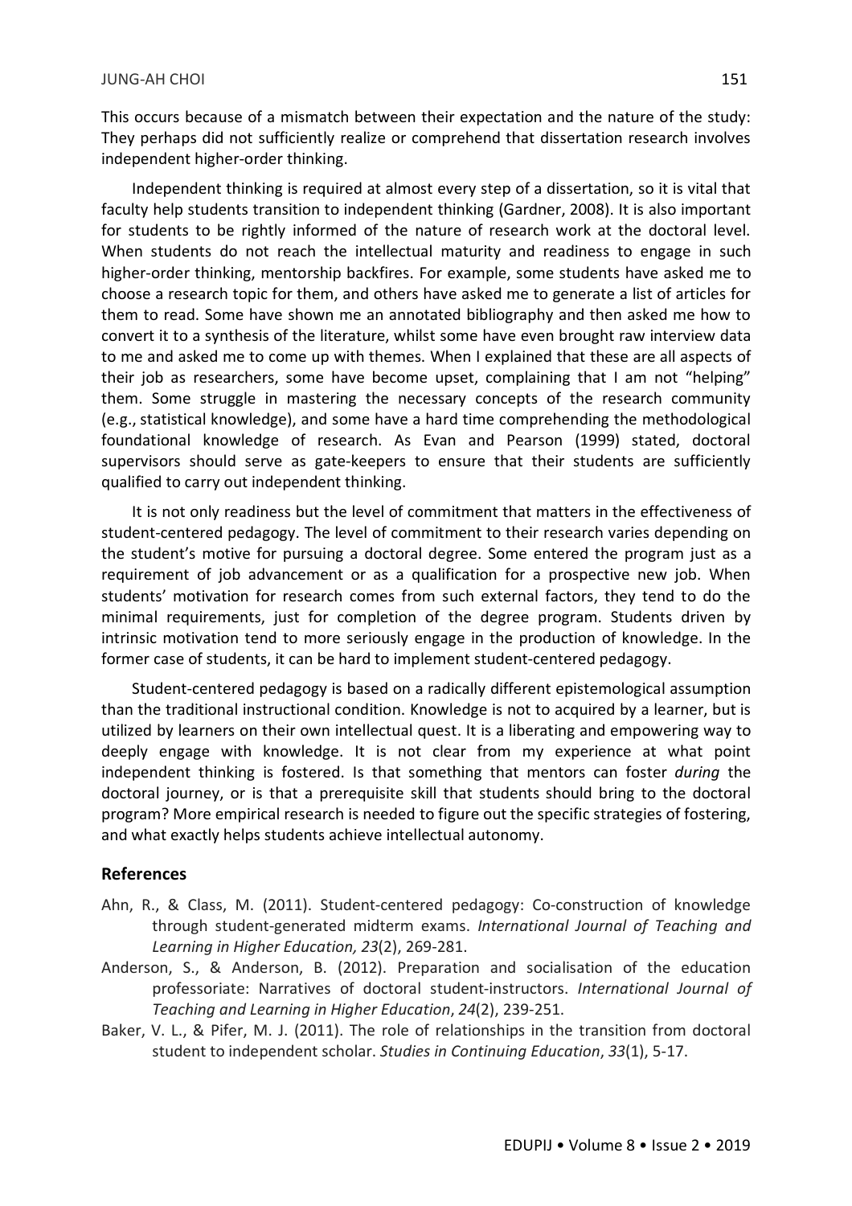This occurs because of a mismatch between their expectation and the nature of the study: They perhaps did not sufficiently realize or comprehend that dissertation research involves independent higher-order thinking.

Independent thinking is required at almost every step of a dissertation, so it is vital that faculty help students transition to independent thinking (Gardner, 2008). It is also important for students to be rightly informed of the nature of research work at the doctoral level. When students do not reach the intellectual maturity and readiness to engage in such higher-order thinking, mentorship backfires. For example, some students have asked me to choose a research topic for them, and others have asked me to generate a list of articles for them to read. Some have shown me an annotated bibliography and then asked me how to convert it to a synthesis of the literature, whilst some have even brought raw interview data to me and asked me to come up with themes. When I explained that these are all aspects of their job as researchers, some have become upset, complaining that I am not "helping" them. Some struggle in mastering the necessary concepts of the research community (e.g., statistical knowledge), and some have a hard time comprehending the methodological foundational knowledge of research. As Evan and Pearson (1999) stated, doctoral supervisors should serve as gate-keepers to ensure that their students are sufficiently qualified to carry out independent thinking.

It is not only readiness but the level of commitment that matters in the effectiveness of student-centered pedagogy. The level of commitment to their research varies depending on the student's motive for pursuing a doctoral degree. Some entered the program just as a requirement of job advancement or as a qualification for a prospective new job. When students' motivation for research comes from such external factors, they tend to do the minimal requirements, just for completion of the degree program. Students driven by intrinsic motivation tend to more seriously engage in the production of knowledge. In the former case of students, it can be hard to implement student-centered pedagogy.

Student-centered pedagogy is based on a radically different epistemological assumption than the traditional instructional condition. Knowledge is not to acquired by a learner, but is utilized by learners on their own intellectual quest. It is a liberating and empowering way to deeply engage with knowledge. It is not clear from my experience at what point independent thinking is fostered. Is that something that mentors can foster *during* the doctoral journey, or is that a prerequisite skill that students should bring to the doctoral program? More empirical research is needed to figure out the specific strategies of fostering, and what exactly helps students achieve intellectual autonomy.

## References

Ahn, R., & Class, M. (2011). Student-centered pedagogy: Co-construction of knowledge through student-generated midterm exams. *International Journal of Teaching and Learning in Higher Education, 23*(2), 269-281.

Anderson, S., & Anderson, B. (2012). Preparation and socialisation of the education professoriate: Narratives of doctoral student-instructors. *International Journal of Teaching and Learning in Higher Education*, *24*(2), 239-251.

Baker, V. L., & Pifer, M. J. (2011). The role of relationships in the transition from doctoral student to independent scholar. *Studies in Continuing Education*, *33*(1), 5-17.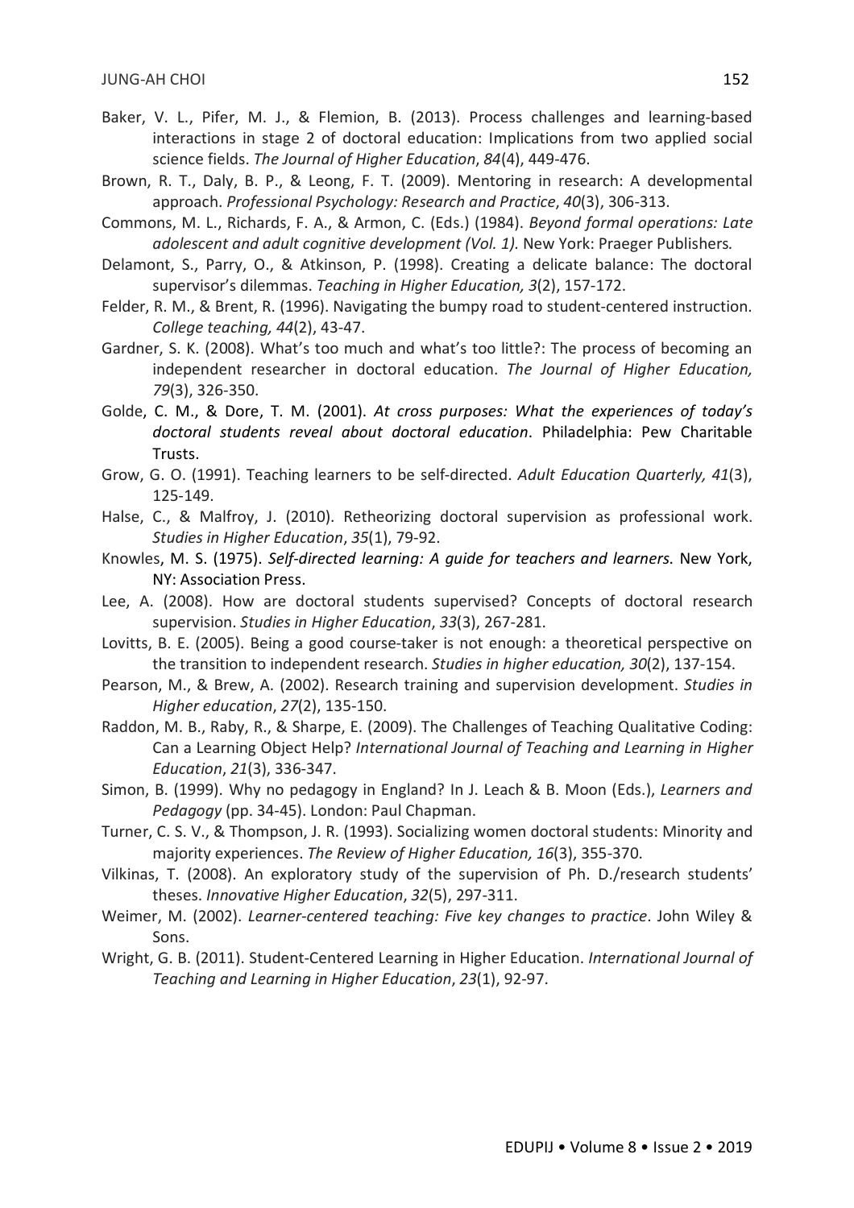Baker, V. L., Pifer, M. J., & Flemion, B. (2013). Process challenges and learning-based interactions in stage 2 of doctoral education: Implications from two applied social science fields. *The Journal of Higher Education*, *84*(4), 449-476.

Brown, R. T., Daly, B. P., & Leong, F. T. (2009). Mentoring in research: A developmental approach. *Professional Psychology: Research and Practice*, *40*(3), 306-313.

Commons, M. L., Richards, F. A., & Armon, C. (Eds.) (1984). *Beyond formal operations: Late adolescent and adult cognitive development (Vol. 1).* New York: Praeger Publishers.

Delamont, S., Parry, O., & Atkinson, P. (1998). Creating a delicate balance: The doctoral supervisor's dilemmas. *Teaching in Higher Education, 3*(2), 157-172.

Felder, R. M., & Brent, R. (1996). Navigating the bumpy road to student-centered instruction. *College teaching, 44*(2), 43-47.

Gardner, S. K. (2008). What's too much and what's too little?: The process of becoming an independent researcher in doctoral education. *The Journal of Higher Education, 79*(3), 326-350.

Golde, C. M., & Dore, T. M. (2001). *At cross purposes: What the experiences of today's doctoral students reveal about doctoral education*. Philadelphia: Pew Charitable Trusts.

Grow, G. O. (1991). Teaching learners to be self-directed. *Adult Education Quarterly, 41*(3), 125-149.

Halse, C., & Malfroy, J. (2010). Retheorizing doctoral supervision as professional work. *Studies in Higher Education*, *35*(1), 79-92.

Knowles, M. S. (1975). *Self-directed learning: A guide for teachers and learners*. New York, NY: Association Press.

Lee, A. (2008). How are doctoral students supervised? Concepts of doctoral research supervision. *Studies in Higher Education*, *33*(3), 267-281.

Lovitts, B. E. (2005). Being a good course-taker is not enough: a theoretical perspective on the transition to independent research. *Studies in higher education, 30*(2), 137-154.

Pearson, M., & Brew, A. (2002). Research training and supervision development. *Studies in Higher education*, *27*(2), 135-150.

Raddon, M. B., Raby, R., & Sharpe, E. (2009). The Challenges of Teaching Qualitative Coding: Can a Learning Object Help? *International Journal of Teaching and Learning in Higher Education*, *21*(3), 336-347.

Simon, B. (1999). Why no pedagogy in England? In J. Leach & B. Moon (Eds.), *Learners and Pedagogy* (pp. 34-45). London: Paul Chapman.

Turner, C. S. V., & Thompson, J. R. (1993). Socializing women doctoral students: Minority and majority experiences. *The Review of Higher Education, 16*(3), 355-370.

Vilkinas, T. (2008). An exploratory study of the supervision of Ph. D./research students' theses. *Innovative Higher Education*, *32*(5), 297-311.

Weimer, M. (2002). *Learner-centered teaching: Five key changes to practice*. John Wiley & Sons.

Wright, G. B. (2011). Student-Centered Learning in Higher Education. *International Journal of Teaching and Learning in Higher Education*, *23*(1), 92-97.